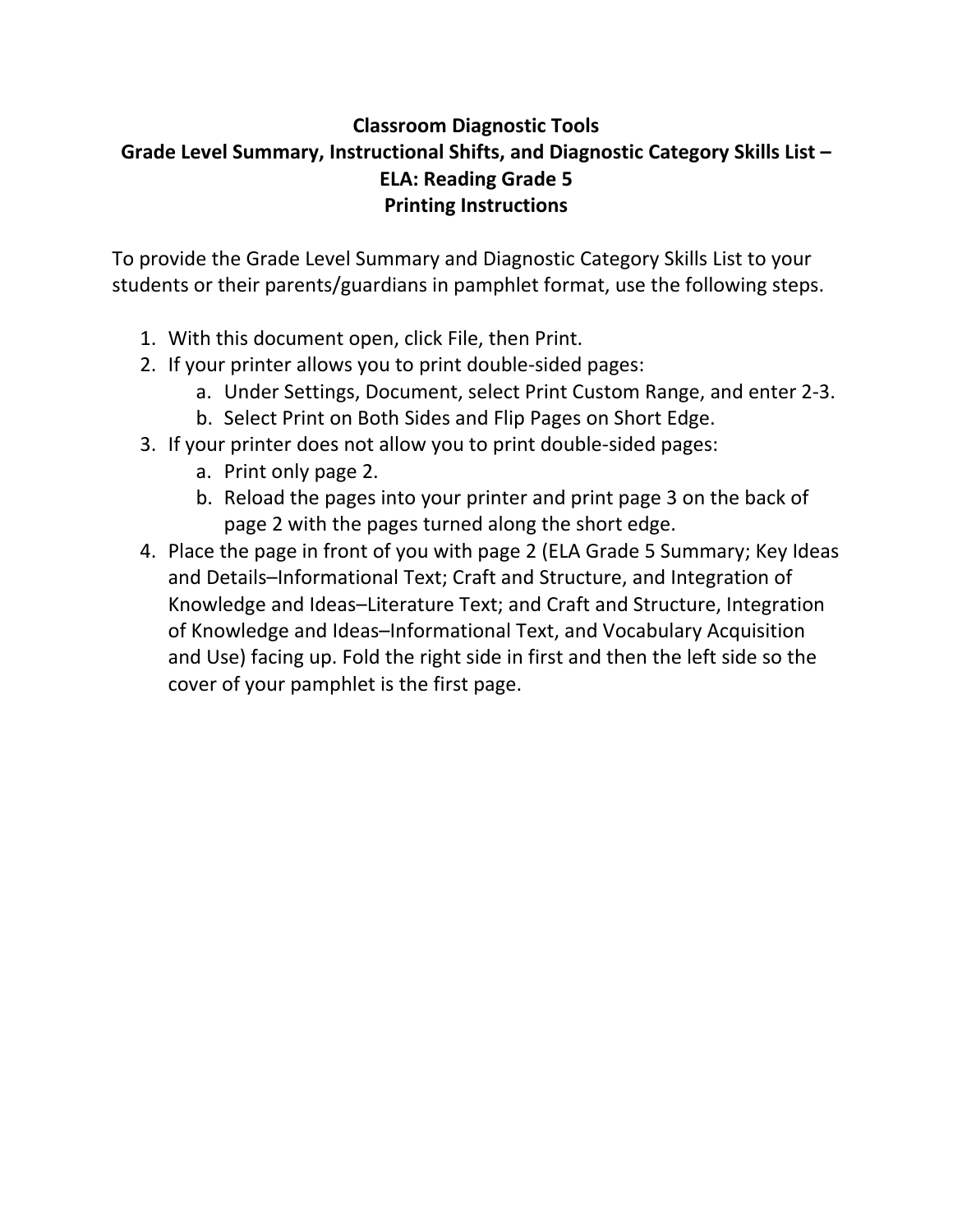# Classroom Diagnostic Tools
## Grade Level Summary, Instructional Shifts, and Diagnostic Category Skills List – ELA: Reading Grade 5
## Printing Instructions

To provide the Grade Level Summary and Diagnostic Category Skills List to your students or their parents/guardians in pamphlet format, use the following steps.

1. With this document open, click File, then Print.
2. If your printer allows you to print double-sided pages:
   a. Under Settings, Document, select Print Custom Range, and enter 2-3.
   b. Select Print on Both Sides and Flip Pages on Short Edge.
3. If your printer does not allow you to print double-sided pages:
   a. Print only page 2.
   b. Reload the pages into your printer and print page 3 on the back of page 2 with the pages turned along the short edge.
4. Place the page in front of you with page 2 (ELA Grade 5 Summary; Key Ideas and Details–Informational Text; Craft and Structure, and Integration of Knowledge and Ideas–Literature Text; and Craft and Structure, Integration of Knowledge and Ideas–Informational Text, and Vocabulary Acquisition and Use) facing up. Fold the right side in first and then the left side so the cover of your pamphlet is the first page.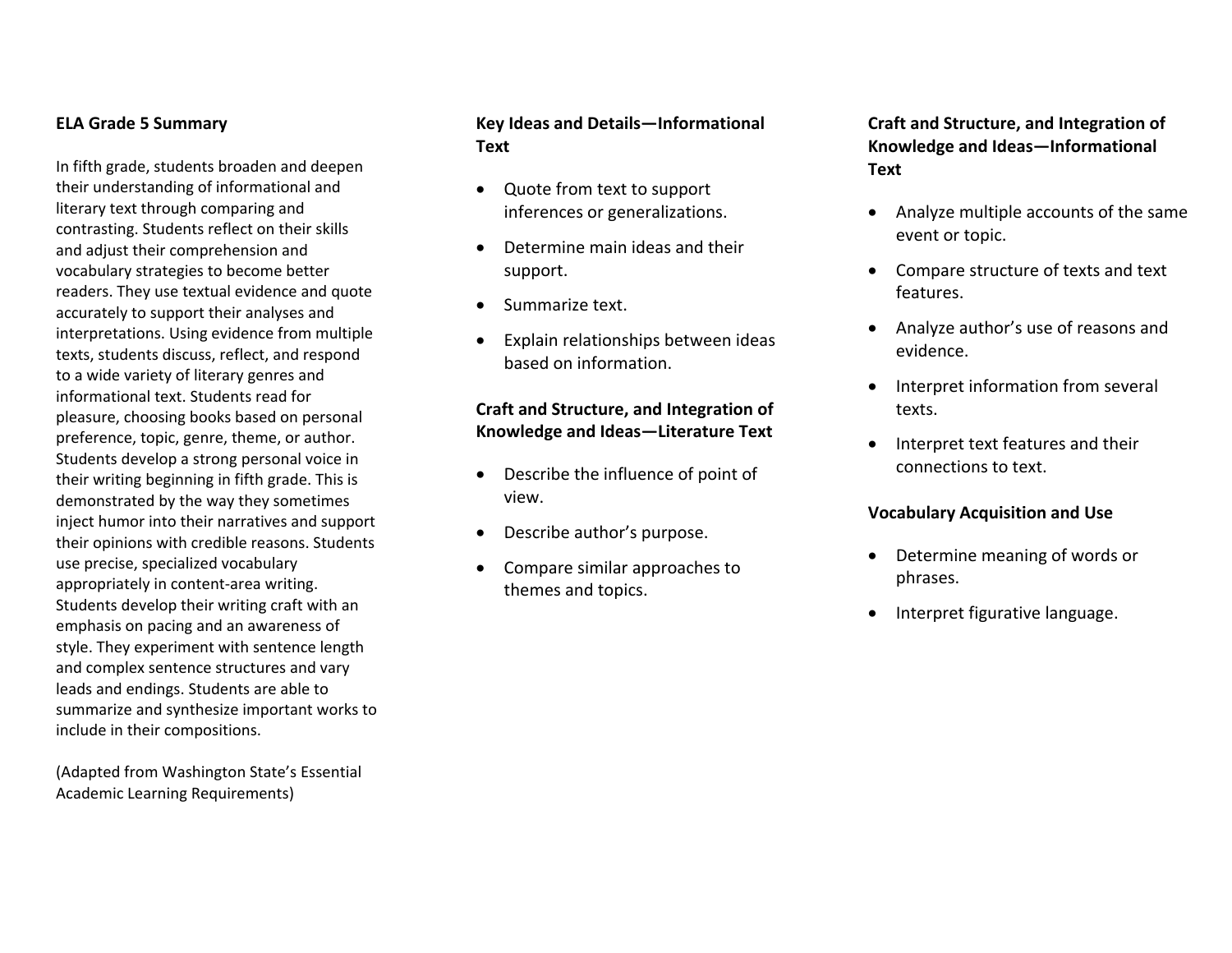## ELA Grade 5 Summary

In fifth grade, students broaden and deepen their understanding of informational and literary text through comparing and contrasting. Students reflect on their skills and adjust their comprehension and vocabulary strategies to become better readers. They use textual evidence and quote accurately to support their analyses and interpretations. Using evidence from multiple texts, students discuss, reflect, and respond to a wide variety of literary genres and informational text. Students read for pleasure, choosing books based on personal preference, topic, genre, theme, or author. Students develop a strong personal voice in their writing beginning in fifth grade. This is demonstrated by the way they sometimes inject humor into their narratives and support their opinions with credible reasons. Students use precise, specialized vocabulary appropriately in content-area writing. Students develop their writing craft with an emphasis on pacing and an awareness of style. They experiment with sentence length and complex sentence structures and vary leads and endings. Students are able to summarize and synthesize important works to include in their compositions.

(Adapted from Washington State's Essential Academic Learning Requirements)

## Key Ideas and Details—Informational Text

- Quote from text to support inferences or generalizations.
- Determine main ideas and their support.
- Summarize text.
- Explain relationships between ideas based on information.

## Craft and Structure, and Integration of Knowledge and Ideas—Literature Text

- Describe the influence of point of view.
- Describe author's purpose.
- Compare similar approaches to themes and topics.

## Craft and Structure, and Integration of Knowledge and Ideas—Informational Text

- Analyze multiple accounts of the same event or topic.
- Compare structure of texts and text features.
- Analyze author's use of reasons and evidence.
- Interpret information from several texts.
- Interpret text features and their connections to text.

## Vocabulary Acquisition and Use

- Determine meaning of words or phrases.
- Interpret figurative language.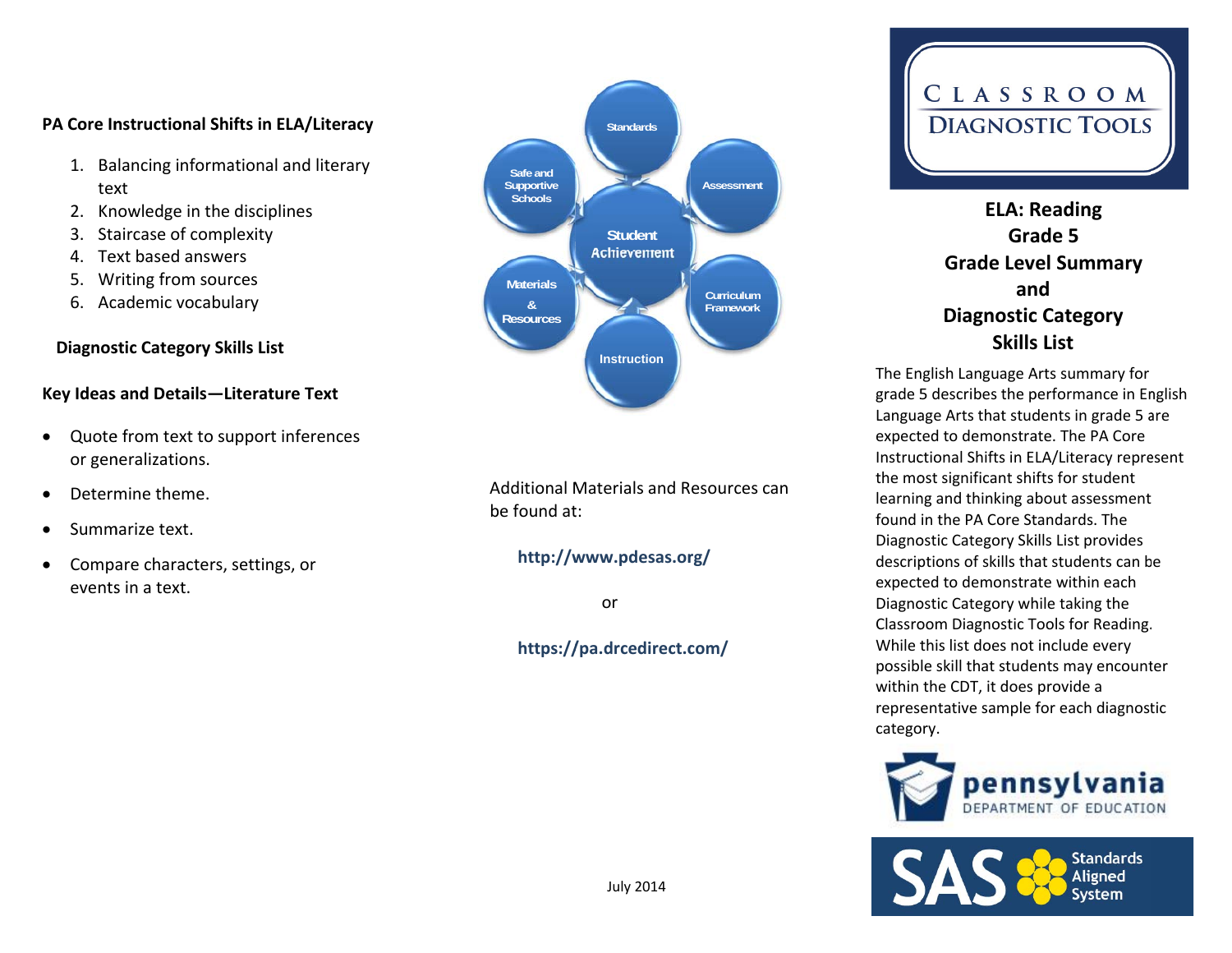**PA Core Instructional Shifts in ELA/Literacy**

1. Balancing informational and literary text
2. Knowledge in the disciplines
3. Staircase of complexity
4. Text based answers
5. Writing from sources
6. Academic vocabulary

**Diagnostic Category Skills List**

**Key Ideas and Details—Literature Text**

- Quote from text to support inferences or generalizations.
- Determine theme.
- Summarize text.
- Compare characters, settings, or events in a text.

Standards

Safe and Supportive Schools

Assessment

Student Achievement

Materials & Resources

Curriculum Framework

Instruction

Additional Materials and Resources can be found at:

**http://www.pdesas.org/**

or

**https://pa.drcedirect.com/**

July 2014

CLASSROOM DIAGNOSTIC TOOLS

# ELA: Reading Grade 5 Grade Level Summary and Diagnostic Category Skills List

The English Language Arts summary for grade 5 describes the performance in English Language Arts that students in grade 5 are expected to demonstrate. The PA Core Instructional Shifts in ELA/Literacy represent the most significant shifts for student learning and thinking about assessment found in the PA Core Standards. The Diagnostic Category Skills List provides descriptions of skills that students can be expected to demonstrate within each Diagnostic Category while taking the Classroom Diagnostic Tools for Reading. While this list does not include every possible skill that students may encounter within the CDT, it does provide a representative sample for each diagnostic category.

pennsylvania DEPARTMENT OF EDUCATION

SAS Standards Aligned System